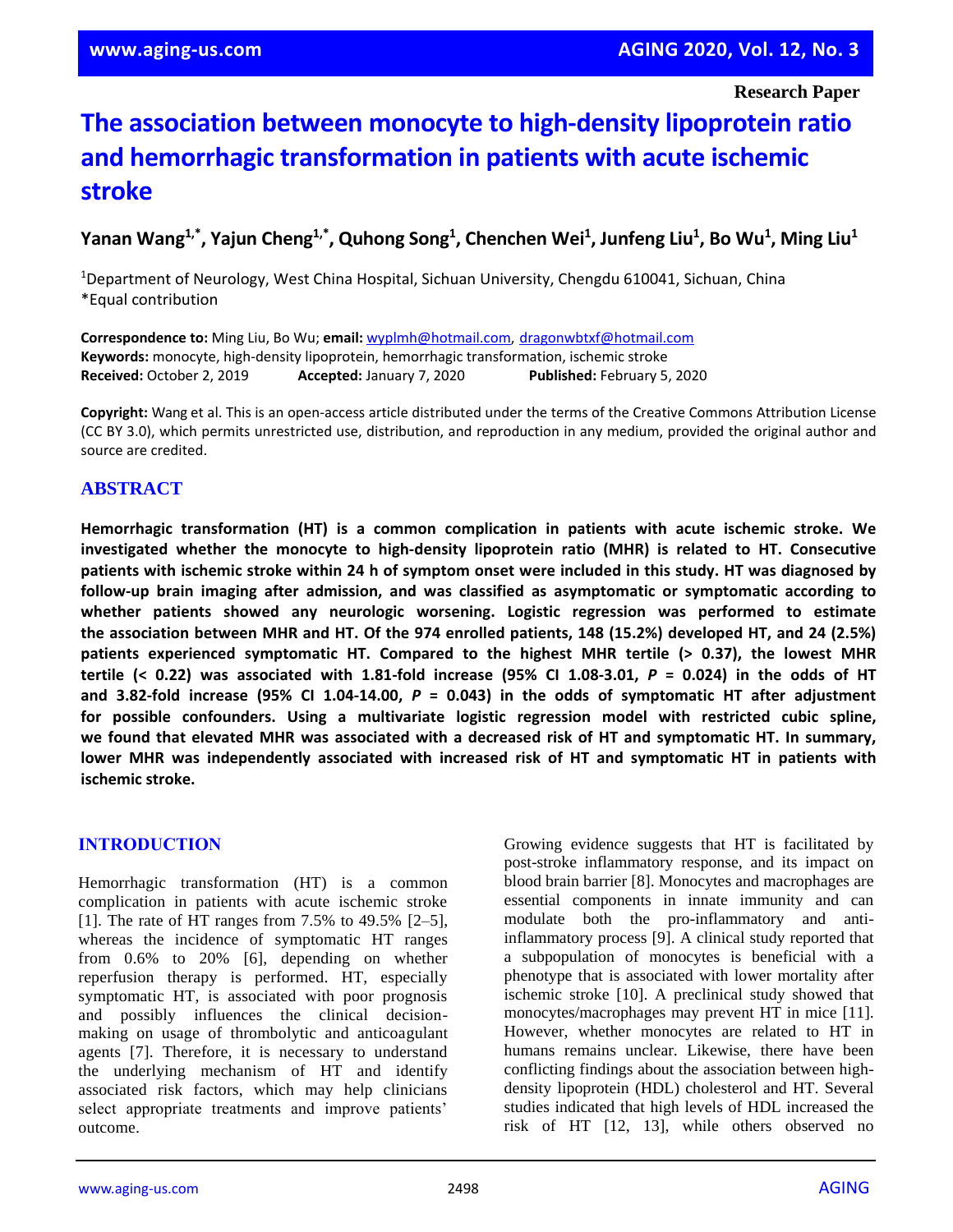Research Paper

# The association between monocyte to high-density lipoprotein ratio and hemorrhagic transformation in patients with acute ischemic stroke

**Yanan Wang[1,*], Yajun Cheng[1,*], Quhong Song[1], Chenchen Wei[1], Junfeng Liu[1], Bo Wu[1], Ming Liu[1]**

[1]Department of Neurology, West China Hospital, Sichuan University, Chengdu 610041, Sichuan, China
*Equal contribution

**Correspondence to:** Ming Liu, Bo Wu; **email:** wyplmh@hotmail.com, dragonwbtxf@hotmail.com
**Keywords:** monocyte, high-density lipoprotein, hemorrhagic transformation, ischemic stroke
**Received:** October 2, 2019 **Accepted:** January 7, 2020 **Published:** February 5, 2020

**Copyright:** Wang et al. This is an open-access article distributed under the terms of the Creative Commons Attribution License (CC BY 3.0), which permits unrestricted use, distribution, and reproduction in any medium, provided the original author and source are credited.

## ABSTRACT

**Hemorrhagic transformation (HT) is a common complication in patients with acute ischemic stroke. We investigated whether the monocyte to high-density lipoprotein ratio (MHR) is related to HT. Consecutive patients with ischemic stroke within 24 h of symptom onset were included in this study. HT was diagnosed by follow-up brain imaging after admission, and was classified as asymptomatic or symptomatic according to whether patients showed any neurologic worsening. Logistic regression was performed to estimate the association between MHR and HT. Of the 974 enrolled patients, 148 (15.2%) developed HT, and 24 (2.5%) patients experienced symptomatic HT. Compared to the highest MHR tertile (> 0.37), the lowest MHR tertile (< 0.22) was associated with 1.81-fold increase (95% CI 1.08-3.01, *P* = 0.024) in the odds of HT and 3.82-fold increase (95% CI 1.04-14.00, *P* = 0.043) in the odds of symptomatic HT after adjustment for possible confounders. Using a multivariate logistic regression model with restricted cubic spline, we found that elevated MHR was associated with a decreased risk of HT and symptomatic HT. In summary, lower MHR was independently associated with increased risk of HT and symptomatic HT in patients with ischemic stroke.**

## INTRODUCTION

Hemorrhagic transformation (HT) is a common complication in patients with acute ischemic stroke [1]. The rate of HT ranges from 7.5% to 49.5% [2–5], whereas the incidence of symptomatic HT ranges from 0.6% to 20% [6], depending on whether reperfusion therapy is performed. HT, especially symptomatic HT, is associated with poor prognosis and possibly influences the clinical decision-making on usage of thrombolytic and anticoagulant agents [7]. Therefore, it is necessary to understand the underlying mechanism of HT and identify associated risk factors, which may help clinicians select appropriate treatments and improve patients' outcome.

Growing evidence suggests that HT is facilitated by post-stroke inflammatory response, and its impact on blood brain barrier [8]. Monocytes and macrophages are essential components in innate immunity and can modulate both the pro-inflammatory and anti-inflammatory process [9]. A clinical study reported that a subpopulation of monocytes is beneficial with a phenotype that is associated with lower mortality after ischemic stroke [10]. A preclinical study showed that monocytes/macrophages may prevent HT in mice [11]. However, whether monocytes are related to HT in humans remains unclear. Likewise, there have been conflicting findings about the association between high-density lipoprotein (HDL) cholesterol and HT. Several studies indicated that high levels of HDL increased the risk of HT [12, 13], while others observed no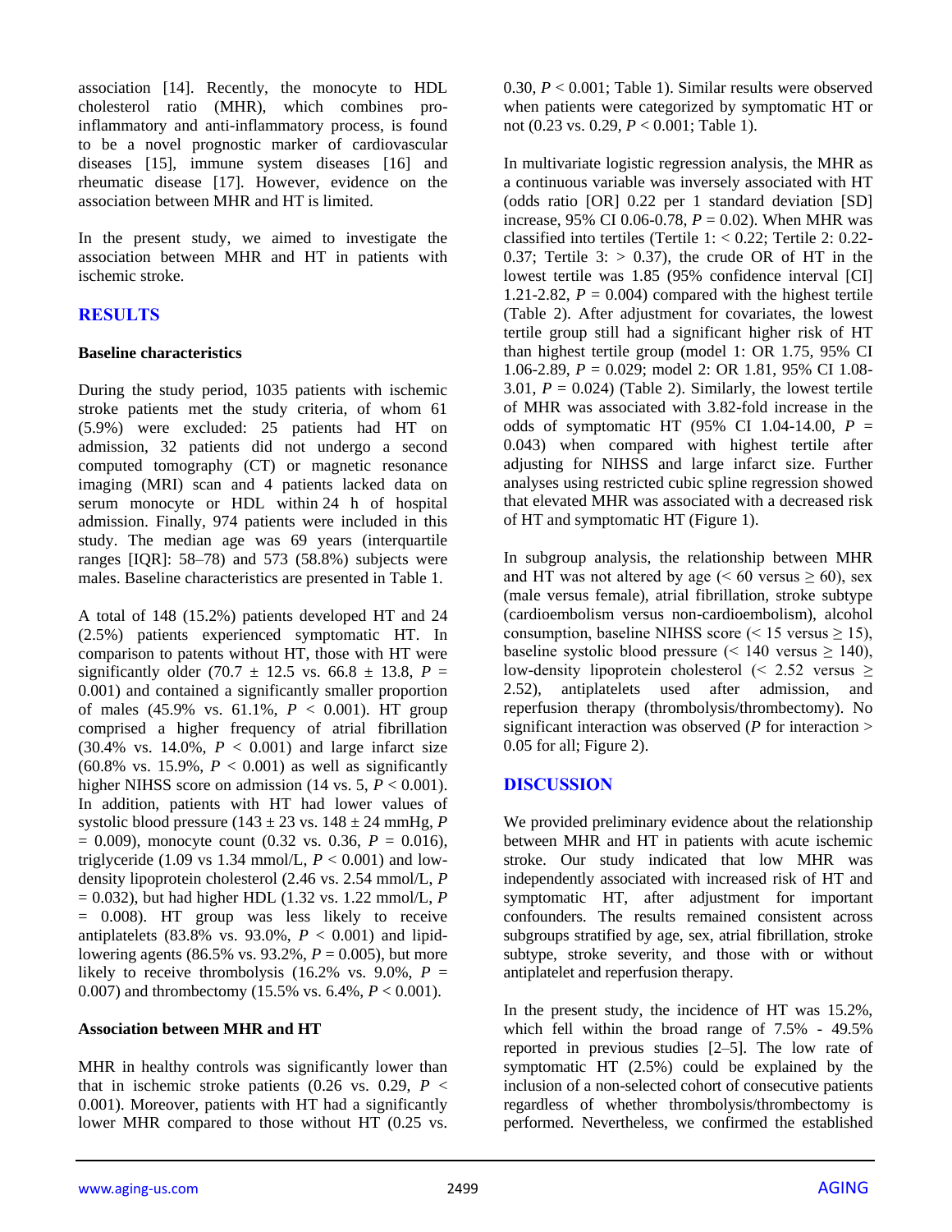association [14]. Recently, the monocyte to HDL cholesterol ratio (MHR), which combines pro-inflammatory and anti-inflammatory process, is found to be a novel prognostic marker of cardiovascular diseases [15], immune system diseases [16] and rheumatic disease [17]. However, evidence on the association between MHR and HT is limited.

In the present study, we aimed to investigate the association between MHR and HT in patients with ischemic stroke.

## RESULTS

### Baseline characteristics

During the study period, 1035 patients with ischemic stroke patients met the study criteria, of whom 61 (5.9%) were excluded: 25 patients had HT on admission, 32 patients did not undergo a second computed tomography (CT) or magnetic resonance imaging (MRI) scan and 4 patients lacked data on serum monocyte or HDL within 24 h of hospital admission. Finally, 974 patients were included in this study. The median age was 69 years (interquartile ranges [IQR]: 58–78) and 573 (58.8%) subjects were males. Baseline characteristics are presented in Table 1.

A total of 148 (15.2%) patients developed HT and 24 (2.5%) patients experienced symptomatic HT. In comparison to patents without HT, those with HT were significantly older (70.7 ± 12.5 vs. 66.8 ± 13.8, *P* = 0.001) and contained a significantly smaller proportion of males (45.9% vs. 61.1%, *P* < 0.001). HT group comprised a higher frequency of atrial fibrillation (30.4% vs. 14.0%, *P* < 0.001) and large infarct size (60.8% vs. 15.9%, *P* < 0.001) as well as significantly higher NIHSS score on admission (14 vs. 5, *P* < 0.001). In addition, patients with HT had lower values of systolic blood pressure (143 ± 23 vs. 148 ± 24 mmHg, *P* = 0.009), monocyte count (0.32 vs. 0.36, *P* = 0.016), triglyceride (1.09 vs 1.34 mmol/L, *P* < 0.001) and low-density lipoprotein cholesterol (2.46 vs. 2.54 mmol/L, *P* = 0.032), but had higher HDL (1.32 vs. 1.22 mmol/L, *P* = 0.008). HT group was less likely to receive antiplatelets (83.8% vs. 93.0%, *P* < 0.001) and lipid-lowering agents (86.5% vs. 93.2%, *P* = 0.005), but more likely to receive thrombolysis (16.2% vs. 9.0%, *P* = 0.007) and thrombectomy (15.5% vs. 6.4%, *P* < 0.001).

### Association between MHR and HT

MHR in healthy controls was significantly lower than that in ischemic stroke patients (0.26 vs. 0.29, *P* < 0.001). Moreover, patients with HT had a significantly lower MHR compared to those without HT (0.25 vs. 0.30, *P* < 0.001; Table 1). Similar results were observed when patients were categorized by symptomatic HT or not (0.23 vs. 0.29, *P* < 0.001; Table 1).

In multivariate logistic regression analysis, the MHR as a continuous variable was inversely associated with HT (odds ratio [OR] 0.22 per 1 standard deviation [SD] increase, 95% CI 0.06-0.78, *P* = 0.02). When MHR was classified into tertiles (Tertile 1: < 0.22; Tertile 2: 0.22-0.37; Tertile 3: > 0.37), the crude OR of HT in the lowest tertile was 1.85 (95% confidence interval [CI] 1.21-2.82, *P* = 0.004) compared with the highest tertile (Table 2). After adjustment for covariates, the lowest tertile group still had a significant higher risk of HT than highest tertile group (model 1: OR 1.75, 95% CI 1.06-2.89, *P* = 0.029; model 2: OR 1.81, 95% CI 1.08-3.01, *P* = 0.024) (Table 2). Similarly, the lowest tertile of MHR was associated with 3.82-fold increase in the odds of symptomatic HT (95% CI 1.04-14.00, *P* = 0.043) when compared with highest tertile after adjusting for NIHSS and large infarct size. Further analyses using restricted cubic spline regression showed that elevated MHR was associated with a decreased risk of HT and symptomatic HT (Figure 1).

In subgroup analysis, the relationship between MHR and HT was not altered by age (< 60 versus ≥ 60), sex (male versus female), atrial fibrillation, stroke subtype (cardioembolism versus non-cardioembolism), alcohol consumption, baseline NIHSS score (< 15 versus ≥ 15), baseline systolic blood pressure (< 140 versus ≥ 140), low-density lipoprotein cholesterol (< 2.52 versus ≥ 2.52), antiplatelets used after admission, and reperfusion therapy (thrombolysis/thrombectomy). No significant interaction was observed (*P* for interaction > 0.05 for all; Figure 2).

## DISCUSSION

We provided preliminary evidence about the relationship between MHR and HT in patients with acute ischemic stroke. Our study indicated that low MHR was independently associated with increased risk of HT and symptomatic HT, after adjustment for important confounders. The results remained consistent across subgroups stratified by age, sex, atrial fibrillation, stroke subtype, stroke severity, and those with or without antiplatelet and reperfusion therapy.

In the present study, the incidence of HT was 15.2%, which fell within the broad range of 7.5% - 49.5% reported in previous studies [2–5]. The low rate of symptomatic HT (2.5%) could be explained by the inclusion of a non-selected cohort of consecutive patients regardless of whether thrombolysis/thrombectomy is performed. Nevertheless, we confirmed the established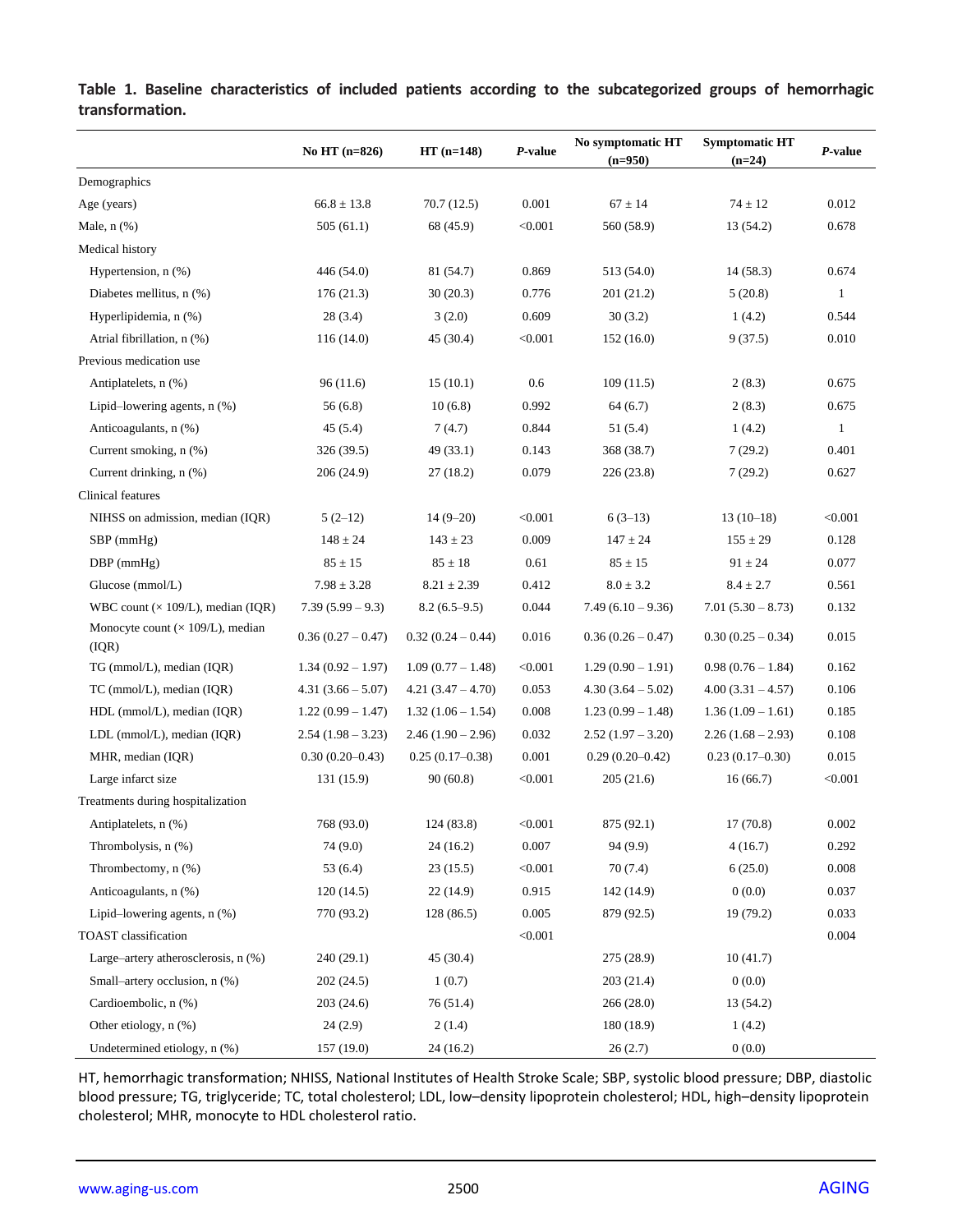**Table 1. Baseline characteristics of included patients according to the subcategorized groups of hemorrhagic transformation.**

| | No HT (n=826) | HT (n=148) | *P*-value | No symptomatic HT (n=950) | Symptomatic HT (n=24) | *P*-value |
|---|---|---|---|---|---|---|
| Demographics | | | | | | |
| Age (years) | 66.8 ± 13.8 | 70.7 (12.5) | 0.001 | 67 ± 14 | 74 ± 12 | 0.012 |
| Male, n (%) | 505 (61.1) | 68 (45.9) | <0.001 | 560 (58.9) | 13 (54.2) | 0.678 |
| Medical history | | | | | | |
| Hypertension, n (%) | 446 (54.0) | 81 (54.7) | 0.869 | 513 (54.0) | 14 (58.3) | 0.674 |
| Diabetes mellitus, n (%) | 176 (21.3) | 30 (20.3) | 0.776 | 201 (21.2) | 5 (20.8) | 1 |
| Hyperlipidemia, n (%) | 28 (3.4) | 3 (2.0) | 0.609 | 30 (3.2) | 1 (4.2) | 0.544 |
| Atrial fibrillation, n (%) | 116 (14.0) | 45 (30.4) | <0.001 | 152 (16.0) | 9 (37.5) | 0.010 |
| Previous medication use | | | | | | |
| Antiplatelets, n (%) | 96 (11.6) | 15 (10.1) | 0.6 | 109 (11.5) | 2 (8.3) | 0.675 |
| Lipid–lowering agents, n (%) | 56 (6.8) | 10 (6.8) | 0.992 | 64 (6.7) | 2 (8.3) | 0.675 |
| Anticoagulants, n (%) | 45 (5.4) | 7 (4.7) | 0.844 | 51 (5.4) | 1 (4.2) | 1 |
| Current smoking, n (%) | 326 (39.5) | 49 (33.1) | 0.143 | 368 (38.7) | 7 (29.2) | 0.401 |
| Current drinking, n (%) | 206 (24.9) | 27 (18.2) | 0.079 | 226 (23.8) | 7 (29.2) | 0.627 |
| Clinical features | | | | | | |
| NIHSS on admission, median (IQR) | 5 (2–12) | 14 (9–20) | <0.001 | 6 (3–13) | 13 (10–18) | <0.001 |
| SBP (mmHg) | 148 ± 24 | 143 ± 23 | 0.009 | 147 ± 24 | 155 ± 29 | 0.128 |
| DBP (mmHg) | 85 ± 15 | 85 ± 18 | 0.61 | 85 ± 15 | 91 ± 24 | 0.077 |
| Glucose (mmol/L) | 7.98 ± 3.28 | 8.21 ± 2.39 | 0.412 | 8.0 ± 3.2 | 8.4 ± 2.7 | 0.561 |
| WBC count (× 109/L), median (IQR) | 7.39 (5.99 – 9.3) | 8.2 (6.5–9.5) | 0.044 | 7.49 (6.10 – 9.36) | 7.01 (5.30 – 8.73) | 0.132 |
| Monocyte count (× 109/L), median (IQR) | 0.36 (0.27 – 0.47) | 0.32 (0.24 – 0.44) | 0.016 | 0.36 (0.26 – 0.47) | 0.30 (0.25 – 0.34) | 0.015 |
| TG (mmol/L), median (IQR) | 1.34 (0.92 – 1.97) | 1.09 (0.77 – 1.48) | <0.001 | 1.29 (0.90 – 1.91) | 0.98 (0.76 – 1.84) | 0.162 |
| TC (mmol/L), median (IQR) | 4.31 (3.66 – 5.07) | 4.21 (3.47 – 4.70) | 0.053 | 4.30 (3.64 – 5.02) | 4.00 (3.31 – 4.57) | 0.106 |
| HDL (mmol/L), median (IQR) | 1.22 (0.99 – 1.47) | 1.32 (1.06 – 1.54) | 0.008 | 1.23 (0.99 – 1.48) | 1.36 (1.09 – 1.61) | 0.185 |
| LDL (mmol/L), median (IQR) | 2.54 (1.98 – 3.23) | 2.46 (1.90 – 2.96) | 0.032 | 2.52 (1.97 – 3.20) | 2.26 (1.68 – 2.93) | 0.108 |
| MHR, median (IQR) | 0.30 (0.20–0.43) | 0.25 (0.17–0.38) | 0.001 | 0.29 (0.20–0.42) | 0.23 (0.17–0.30) | 0.015 |
| Large infarct size | 131 (15.9) | 90 (60.8) | <0.001 | 205 (21.6) | 16 (66.7) | <0.001 |
| Treatments during hospitalization | | | | | | |
| Antiplatelets, n (%) | 768 (93.0) | 124 (83.8) | <0.001 | 875 (92.1) | 17 (70.8) | 0.002 |
| Thrombolysis, n (%) | 74 (9.0) | 24 (16.2) | 0.007 | 94 (9.9) | 4 (16.7) | 0.292 |
| Thrombectomy, n (%) | 53 (6.4) | 23 (15.5) | <0.001 | 70 (7.4) | 6 (25.0) | 0.008 |
| Anticoagulants, n (%) | 120 (14.5) | 22 (14.9) | 0.915 | 142 (14.9) | 0 (0.0) | 0.037 |
| Lipid–lowering agents, n (%) | 770 (93.2) | 128 (86.5) | 0.005 | 879 (92.5) | 19 (79.2) | 0.033 |
| TOAST classification | | | <0.001 | | | 0.004 |
| Large–artery atherosclerosis, n (%) | 240 (29.1) | 45 (30.4) | | 275 (28.9) | 10 (41.7) | |
| Small–artery occlusion, n (%) | 202 (24.5) | 1 (0.7) | | 203 (21.4) | 0 (0.0) | |
| Cardioembolic, n (%) | 203 (24.6) | 76 (51.4) | | 266 (28.0) | 13 (54.2) | |
| Other etiology, n (%) | 24 (2.9) | 2 (1.4) | | 180 (18.9) | 1 (4.2) | |
| Undetermined etiology, n (%) | 157 (19.0) | 24 (16.2) | | 26 (2.7) | 0 (0.0) | |

HT, hemorrhagic transformation; NIHSS, National Institutes of Health Stroke Scale; SBP, systolic blood pressure; DBP, diastolic blood pressure; TG, triglyceride; TC, total cholesterol; LDL, low–density lipoprotein cholesterol; HDL, high–density lipoprotein cholesterol; MHR, monocyte to HDL cholesterol ratio.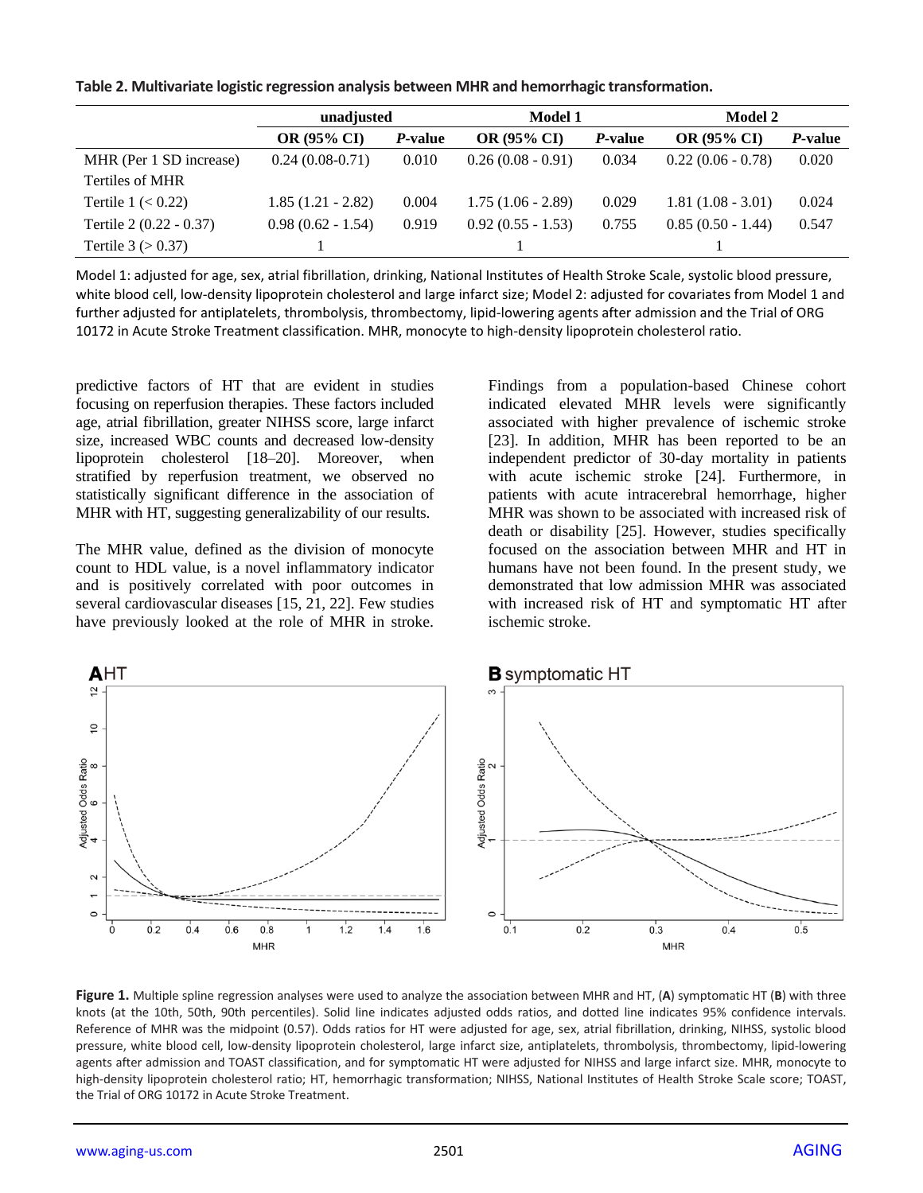**Table 2. Multivariate logistic regression analysis between MHR and hemorrhagic transformation.**

| | unadjusted | | Model 1 | | Model 2 | |
|---|---|---|---|---|---|---|
| | **OR (95% CI)** | ***P*-value** | **OR (95% CI)** | ***P*-value** | **OR (95% CI)** | ***P*-value** |
| MHR (Per 1 SD increase) | 0.24 (0.08-0.71) | 0.010 | 0.26 (0.08 - 0.91) | 0.034 | 0.22 (0.06 - 0.78) | 0.020 |
| Tertiles of MHR | | | | | | |
| Tertile 1 (< 0.22) | 1.85 (1.21 - 2.82) | 0.004 | 1.75 (1.06 - 2.89) | 0.029 | 1.81 (1.08 - 3.01) | 0.024 |
| Tertile 2 (0.22 - 0.37) | 0.98 (0.62 - 1.54) | 0.919 | 0.92 (0.55 - 1.53) | 0.755 | 0.85 (0.50 - 1.44) | 0.547 |
| Tertile 3 (> 0.37) | 1 | | 1 | | 1 | |

Model 1: adjusted for age, sex, atrial fibrillation, drinking, National Institutes of Health Stroke Scale, systolic blood pressure, white blood cell, low-density lipoprotein cholesterol and large infarct size; Model 2: adjusted for covariates from Model 1 and further adjusted for antiplatelets, thrombolysis, thrombectomy, lipid-lowering agents after admission and the Trial of ORG 10172 in Acute Stroke Treatment classification. MHR, monocyte to high-density lipoprotein cholesterol ratio.

predictive factors of HT that are evident in studies focusing on reperfusion therapies. These factors included age, atrial fibrillation, greater NIHSS score, large infarct size, increased WBC counts and decreased low-density lipoprotein cholesterol [18–20]. Moreover, when stratified by reperfusion treatment, we observed no statistically significant difference in the association of MHR with HT, suggesting generalizability of our results.

The MHR value, defined as the division of monocyte count to HDL value, is a novel inflammatory indicator and is positively correlated with poor outcomes in several cardiovascular diseases [15, 21, 22]. Few studies have previously looked at the role of MHR in stroke. Findings from a population-based Chinese cohort indicated elevated MHR levels were significantly associated with higher prevalence of ischemic stroke [23]. In addition, MHR has been reported to be an independent predictor of 30-day mortality in patients with acute ischemic stroke [24]. Furthermore, in patients with acute intracerebral hemorrhage, higher MHR was shown to be associated with increased risk of death or disability [25]. However, studies specifically focused on the association between MHR and HT in humans have not been found. In the present study, we demonstrated that low admission MHR was associated with increased risk of HT and symptomatic HT after ischemic stroke.

**Figure 1.** Multiple spline regression analyses were used to analyze the association between MHR and HT, (**A**) symptomatic HT (**B**) with three knots (at the 10th, 50th, 90th percentiles). Solid line indicates adjusted odds ratios, and dotted line indicates 95% confidence intervals. Reference of MHR was the midpoint (0.57). Odds ratios for HT were adjusted for age, sex, atrial fibrillation, drinking, NIHSS, systolic blood pressure, white blood cell, low-density lipoprotein cholesterol, large infarct size, antiplatelets, thrombolysis, thrombectomy, lipid-lowering agents after admission and TOAST classification, and for symptomatic HT were adjusted for NIHSS and large infarct size. MHR, monocyte to high-density lipoprotein cholesterol ratio; HT, hemorrhagic transformation; NIHSS, National Institutes of Health Stroke Scale score; TOAST, the Trial of ORG 10172 in Acute Stroke Treatment.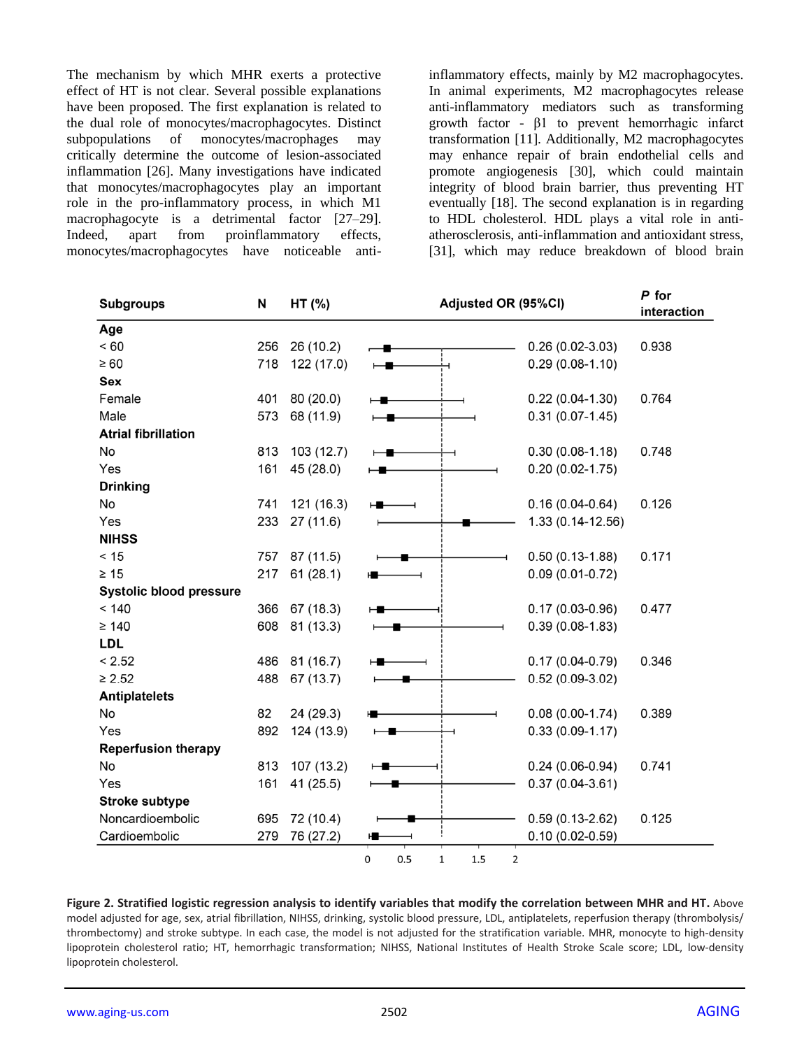The mechanism by which MHR exerts a protective effect of HT is not clear. Several possible explanations have been proposed. The first explanation is related to the dual role of monocytes/macrophagocytes. Distinct subpopulations of monocytes/macrophages may critically determine the outcome of lesion-associated inflammation [26]. Many investigations have indicated that monocytes/macrophagocytes play an important role in the pro-inflammatory process, in which M1 macrophagocyte is a detrimental factor [27–29]. Indeed, apart from proinflammatory effects, monocytes/macrophagocytes have noticeable anti-inflammatory effects, mainly by M2 macrophagocytes. In animal experiments, M2 macrophagocytes release anti-inflammatory mediators such as transforming growth factor - β1 to prevent hemorrhagic infarct transformation [11]. Additionally, M2 macrophagocytes may enhance repair of brain endothelial cells and promote angiogenesis [30], which could maintain integrity of blood brain barrier, thus preventing HT eventually [18]. The second explanation is in regarding to HDL cholesterol. HDL plays a vital role in anti-atherosclerosis, anti-inflammation and antioxidant stress, [31], which may reduce breakdown of blood brain

| Subgroups | N | HT (%) | Adjusted OR (95%CI) | *P* for interaction |
|---|---|---|---|---|
| **Age** | | | | |
| < 60 | 256 | 26 (10.2) | 0.26 (0.02-3.03) | 0.938 |
| ≥ 60 | 718 | 122 (17.0) | 0.29 (0.08-1.10) | |
| **Sex** | | | | |
| Female | 401 | 80 (20.0) | 0.22 (0.04-1.30) | 0.764 |
| Male | 573 | 68 (11.9) | 0.31 (0.07-1.45) | |
| **Atrial fibrillation** | | | | |
| No | 813 | 103 (12.7) | 0.30 (0.08-1.18) | 0.748 |
| Yes | 161 | 45 (28.0) | 0.20 (0.02-1.75) | |
| **Drinking** | | | | |
| No | 741 | 121 (16.3) | 0.16 (0.04-0.64) | 0.126 |
| Yes | 233 | 27 (11.6) | 1.33 (0.14-12.56) | |
| **NIHSS** | | | | |
| < 15 | 757 | 87 (11.5) | 0.50 (0.13-1.88) | 0.171 |
| ≥ 15 | 217 | 61 (28.1) | 0.09 (0.01-0.72) | |
| **Systolic blood pressure** | | | | |
| < 140 | 366 | 67 (18.3) | 0.17 (0.03-0.96) | 0.477 |
| ≥ 140 | 608 | 81 (13.3) | 0.39 (0.08-1.83) | |
| **LDL** | | | | |
| < 2.52 | 486 | 81 (16.7) | 0.17 (0.04-0.79) | 0.346 |
| ≥ 2.52 | 488 | 67 (13.7) | 0.52 (0.09-3.02) | |
| **Antiplatelets** | | | | |
| No | 82 | 24 (29.3) | 0.08 (0.00-1.74) | 0.389 |
| Yes | 892 | 124 (13.9) | 0.33 (0.09-1.17) | |
| **Reperfusion therapy** | | | | |
| No | 813 | 107 (13.2) | 0.24 (0.06-0.94) | 0.741 |
| Yes | 161 | 41 (25.5) | 0.37 (0.04-3.61) | |
| **Stroke subtype** | | | | |
| Noncardioembolic | 695 | 72 (10.4) | 0.59 (0.13-2.62) | 0.125 |
| Cardioembolic | 279 | 76 (27.2) | 0.10 (0.02-0.59) | |

**Figure 2. Stratified logistic regression analysis to identify variables that modify the correlation between MHR and HT.** Above model adjusted for age, sex, atrial fibrillation, NIHSS, drinking, systolic blood pressure, LDL, antiplatelets, reperfusion therapy (thrombolysis/thrombectomy) and stroke subtype. In each case, the model is not adjusted for the stratification variable. MHR, monocyte to high-density lipoprotein cholesterol ratio; HT, hemorrhagic transformation; NIHSS, National Institutes of Health Stroke Scale score; LDL, low-density lipoprotein cholesterol.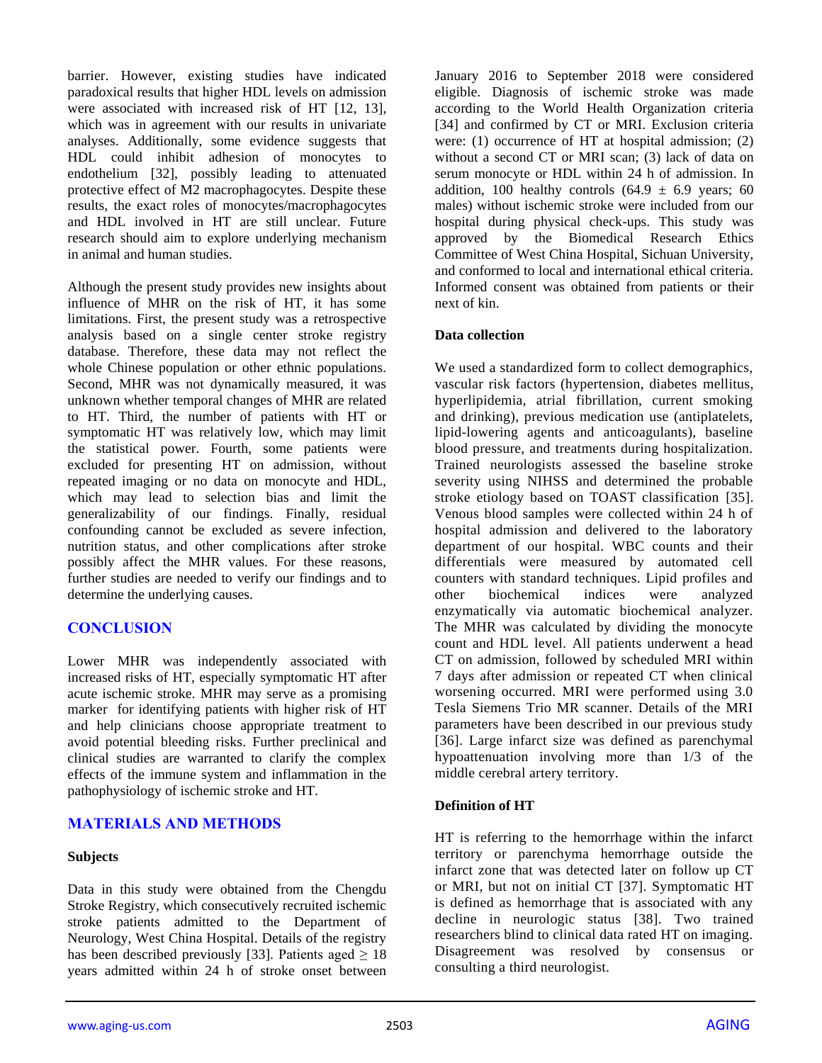barrier. However, existing studies have indicated paradoxical results that higher HDL levels on admission were associated with increased risk of HT [12, 13], which was in agreement with our results in univariate analyses. Additionally, some evidence suggests that HDL could inhibit adhesion of monocytes to endothelium [32], possibly leading to attenuated protective effect of M2 macrophagocytes. Despite these results, the exact roles of monocytes/macrophagocytes and HDL involved in HT are still unclear. Future research should aim to explore underlying mechanism in animal and human studies.

Although the present study provides new insights about influence of MHR on the risk of HT, it has some limitations. First, the present study was a retrospective analysis based on a single center stroke registry database. Therefore, these data may not reflect the whole Chinese population or other ethnic populations. Second, MHR was not dynamically measured, it was unknown whether temporal changes of MHR are related to HT. Third, the number of patients with HT or symptomatic HT was relatively low, which may limit the statistical power. Fourth, some patients were excluded for presenting HT on admission, without repeated imaging or no data on monocyte and HDL, which may lead to selection bias and limit the generalizability of our findings. Finally, residual confounding cannot be excluded as severe infection, nutrition status, and other complications after stroke possibly affect the MHR values. For these reasons, further studies are needed to verify our findings and to determine the underlying causes.

## CONCLUSION

Lower MHR was independently associated with increased risks of HT, especially symptomatic HT after acute ischemic stroke. MHR may serve as a promising marker for identifying patients with higher risk of HT and help clinicians choose appropriate treatment to avoid potential bleeding risks. Further preclinical and clinical studies are warranted to clarify the complex effects of the immune system and inflammation in the pathophysiology of ischemic stroke and HT.

## MATERIALS AND METHODS

### Subjects

Data in this study were obtained from the Chengdu Stroke Registry, which consecutively recruited ischemic stroke patients admitted to the Department of Neurology, West China Hospital. Details of the registry has been described previously [33]. Patients aged $\geq$ 18 years admitted within 24 h of stroke onset between January 2016 to September 2018 were considered eligible. Diagnosis of ischemic stroke was made according to the World Health Organization criteria [34] and confirmed by CT or MRI. Exclusion criteria were: (1) occurrence of HT at hospital admission; (2) without a second CT or MRI scan; (3) lack of data on serum monocyte or HDL within 24 h of admission. In addition, 100 healthy controls (64.9 $\pm$ 6.9 years; 60 males) without ischemic stroke were included from our hospital during physical check-ups. This study was approved by the Biomedical Research Ethics Committee of West China Hospital, Sichuan University, and conformed to local and international ethical criteria. Informed consent was obtained from patients or their next of kin.

### Data collection

We used a standardized form to collect demographics, vascular risk factors (hypertension, diabetes mellitus, hyperlipidemia, atrial fibrillation, current smoking and drinking), previous medication use (antiplatelets, lipid-lowering agents and anticoagulants), baseline blood pressure, and treatments during hospitalization. Trained neurologists assessed the baseline stroke severity using NIHSS and determined the probable stroke etiology based on TOAST classification [35]. Venous blood samples were collected within 24 h of hospital admission and delivered to the laboratory department of our hospital. WBC counts and their differentials were measured by automated cell counters with standard techniques. Lipid profiles and other biochemical indices were analyzed enzymatically via automatic biochemical analyzer. The MHR was calculated by dividing the monocyte count and HDL level. All patients underwent a head CT on admission, followed by scheduled MRI within 7 days after admission or repeated CT when clinical worsening occurred. MRI were performed using 3.0 Tesla Siemens Trio MR scanner. Details of the MRI parameters have been described in our previous study [36]. Large infarct size was defined as parenchymal hypoattenuation involving more than 1/3 of the middle cerebral artery territory.

### Definition of HT

HT is referring to the hemorrhage within the infarct territory or parenchyma hemorrhage outside the infarct zone that was detected later on follow up CT or MRI, but not on initial CT [37]. Symptomatic HT is defined as hemorrhage that is associated with any decline in neurologic status [38]. Two trained researchers blind to clinical data rated HT on imaging. Disagreement was resolved by consensus or consulting a third neurologist.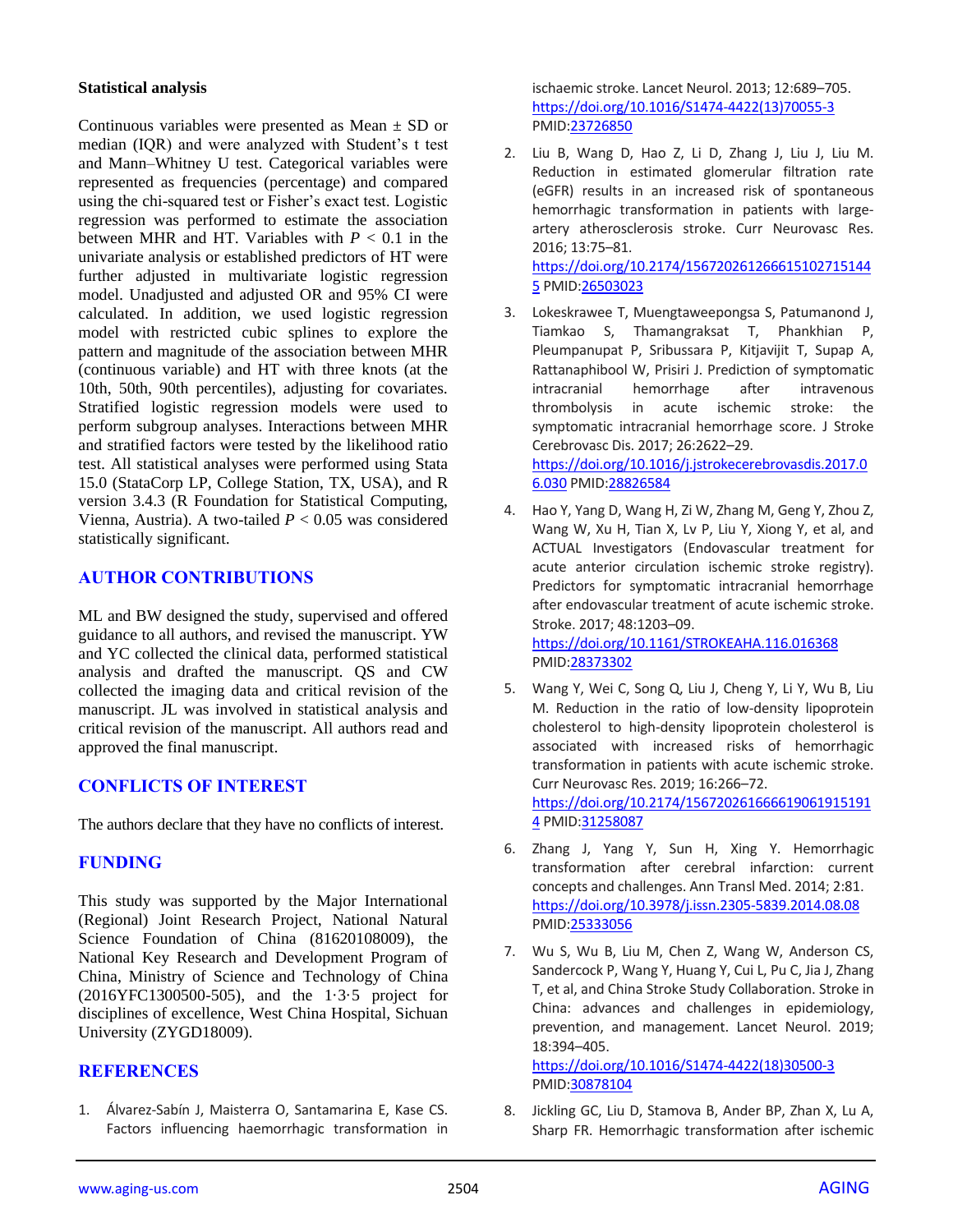### Statistical analysis

Continuous variables were presented as Mean ± SD or median (IQR) and were analyzed with Student's t test and Mann–Whitney U test. Categorical variables were represented as frequencies (percentage) and compared using the chi-squared test or Fisher's exact test. Logistic regression was performed to estimate the association between MHR and HT. Variables with $P < 0.1$ in the univariate analysis or established predictors of HT were further adjusted in multivariate logistic regression model. Unadjusted and adjusted OR and 95% CI were calculated. In addition, we used logistic regression model with restricted cubic splines to explore the pattern and magnitude of the association between MHR (continuous variable) and HT with three knots (at the 10th, 50th, 90th percentiles), adjusting for covariates. Stratified logistic regression models were used to perform subgroup analyses. Interactions between MHR and stratified factors were tested by the likelihood ratio test. All statistical analyses were performed using Stata 15.0 (StataCorp LP, College Station, TX, USA), and R version 3.4.3 (R Foundation for Statistical Computing, Vienna, Austria). A two-tailed $P < 0.05$ was considered statistically significant.

## AUTHOR CONTRIBUTIONS

ML and BW designed the study, supervised and offered guidance to all authors, and revised the manuscript. YW and YC collected the clinical data, performed statistical analysis and drafted the manuscript. QS and CW collected the imaging data and critical revision of the manuscript. JL was involved in statistical analysis and critical revision of the manuscript. All authors read and approved the final manuscript.

## CONFLICTS OF INTEREST

The authors declare that they have no conflicts of interest.

## FUNDING

This study was supported by the Major International (Regional) Joint Research Project, National Natural Science Foundation of China (81620108009), the National Key Research and Development Program of China, Ministry of Science and Technology of China (2016YFC1300500-505), and the 1·3·5 project for disciplines of excellence, West China Hospital, Sichuan University (ZYGD18009).

## REFERENCES

1. Álvarez-Sabín J, Maisterra O, Santamarina E, Kase CS. Factors influencing haemorrhagic transformation in ischaemic stroke. Lancet Neurol. 2013; 12:689–705. https://doi.org/10.1016/S1474-4422(13)70055-3 PMID:23726850

2. Liu B, Wang D, Hao Z, Li D, Zhang J, Liu J, Liu M. Reduction in estimated glomerular filtration rate (eGFR) results in an increased risk of spontaneous hemorrhagic transformation in patients with large-artery atherosclerosis stroke. Curr Neurovasc Res. 2016; 13:75–81. https://doi.org/10.2174/156720261266615102715144 5 PMID:26503023

3. Lokeskrawee T, Muengtaweepongsa S, Patumanond J, Tiamkao S, Thamangraksat T, Phankhian P, Pleumpanupat P, Sribussara P, Kitjavijit T, Supap A, Rattanaphibool W, Prisiri J. Prediction of symptomatic intracranial hemorrhage after intravenous thrombolysis in acute ischemic stroke: the symptomatic intracranial hemorrhage score. J Stroke Cerebrovasc Dis. 2017; 26:2622–29. https://doi.org/10.1016/j.jstrokecerebrovasdis.2017.06.030 PMID:28826584

4. Hao Y, Yang D, Wang H, Zi W, Zhang M, Geng Y, Zhou Z, Wang W, Xu H, Tian X, Lv P, Liu Y, Xiong Y, et al, and ACTUAL Investigators (Endovascular treatment for acute anterior circulation ischemic stroke registry). Predictors for symptomatic intracranial hemorrhage after endovascular treatment of acute ischemic stroke. Stroke. 2017; 48:1203–09. https://doi.org/10.1161/STROKEAHA.116.016368 PMID:28373302

5. Wang Y, Wei C, Song Q, Liu J, Cheng Y, Li Y, Wu B, Liu M. Reduction in the ratio of low-density lipoprotein cholesterol to high-density lipoprotein cholesterol is associated with increased risks of hemorrhagic transformation in patients with acute ischemic stroke. Curr Neurovasc Res. 2019; 16:266–72. https://doi.org/10.2174/156720261666619061915191 4 PMID:31258087

6. Zhang J, Yang Y, Sun H, Xing Y. Hemorrhagic transformation after cerebral infarction: current concepts and challenges. Ann Transl Med. 2014; 2:81. https://doi.org/10.3978/j.issn.2305-5839.2014.08.08 PMID:25333056

7. Wu S, Wu B, Liu M, Chen Z, Wang W, Anderson CS, Sandercock P, Wang Y, Huang Y, Cui L, Pu C, Jia J, Zhang T, et al, and China Stroke Study Collaboration. Stroke in China: advances and challenges in epidemiology, prevention, and management. Lancet Neurol. 2019; 18:394–405. https://doi.org/10.1016/S1474-4422(18)30500-3 PMID:30878104

8. Jickling GC, Liu D, Stamova B, Ander BP, Zhan X, Lu A, Sharp FR. Hemorrhagic transformation after ischemic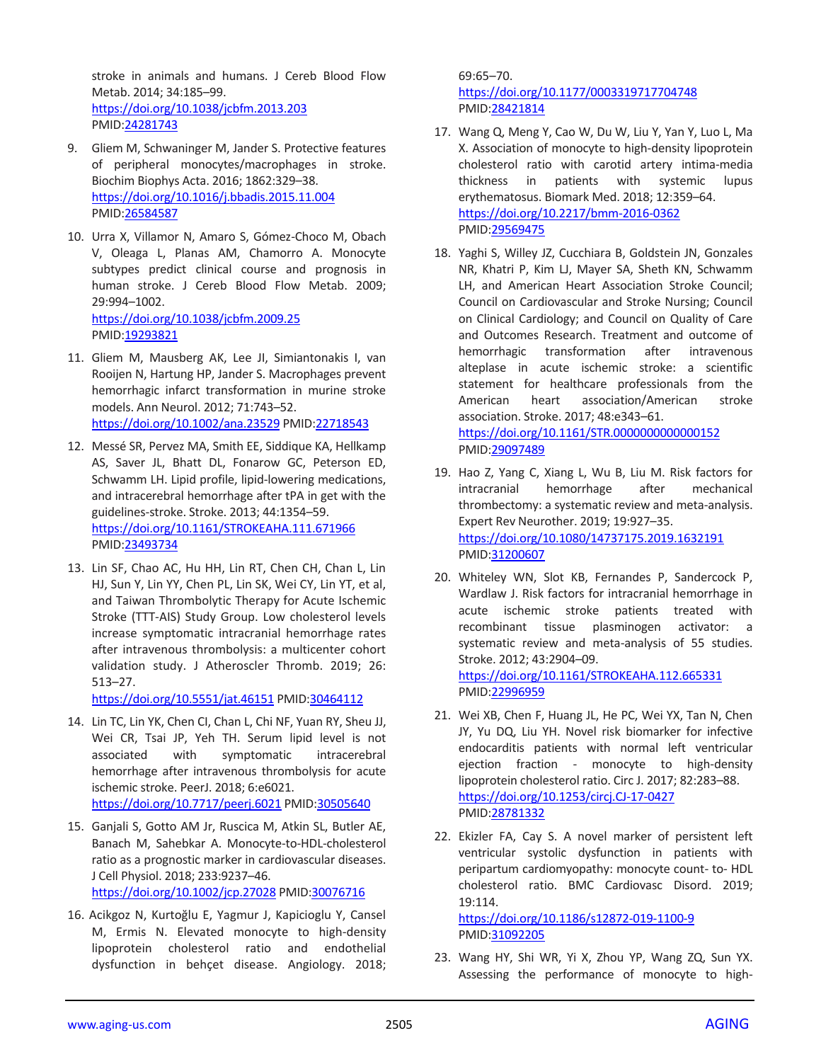stroke in animals and humans. J Cereb Blood Flow Metab. 2014; 34:185–99.
https://doi.org/10.1038/jcbfm.2013.203
PMID:24281743

9. Gliem M, Schwaninger M, Jander S. Protective features of peripheral monocytes/macrophages in stroke. Biochim Biophys Acta. 2016; 1862:329–38.
https://doi.org/10.1016/j.bbadis.2015.11.004
PMID:26584587

10. Urra X, Villamor N, Amaro S, Gómez-Choco M, Obach V, Oleaga L, Planas AM, Chamorro A. Monocyte subtypes predict clinical course and prognosis in human stroke. J Cereb Blood Flow Metab. 2009; 29:994–1002.
https://doi.org/10.1038/jcbfm.2009.25
PMID:19293821

11. Gliem M, Mausberg AK, Lee JI, Simiantonakis I, van Rooijen N, Hartung HP, Jander S. Macrophages prevent hemorrhagic infarct transformation in murine stroke models. Ann Neurol. 2012; 71:743–52.
https://doi.org/10.1002/ana.23529 PMID:22718543

12. Messé SR, Pervez MA, Smith EE, Siddique KA, Hellkamp AS, Saver JL, Bhatt DL, Fonarow GC, Peterson ED, Schwamm LH. Lipid profile, lipid-lowering medications, and intracerebral hemorrhage after tPA in get with the guidelines-stroke. Stroke. 2013; 44:1354–59.
https://doi.org/10.1161/STROKEAHA.111.671966
PMID:23493734

13. Lin SF, Chao AC, Hu HH, Lin RT, Chen CH, Chan L, Lin HJ, Sun Y, Lin YY, Chen PL, Lin SK, Wei CY, Lin YT, et al, and Taiwan Thrombolytic Therapy for Acute Ischemic Stroke (TTT-AIS) Study Group. Low cholesterol levels increase symptomatic intracranial hemorrhage rates after intravenous thrombolysis: a multicenter cohort validation study. J Atheroscler Thromb. 2019; 26: 513–27.
https://doi.org/10.5551/jat.46151 PMID:30464112

14. Lin TC, Lin YK, Chen CI, Chan L, Chi NF, Yuan RY, Sheu JJ, Wei CR, Tsai JP, Yeh TH. Serum lipid level is not associated with symptomatic intracerebral hemorrhage after intravenous thrombolysis for acute ischemic stroke. PeerJ. 2018; 6:e6021.
https://doi.org/10.7717/peerj.6021 PMID:30505640

15. Ganjali S, Gotto AM Jr, Ruscica M, Atkin SL, Butler AE, Banach M, Sahebkar A. Monocyte-to-HDL-cholesterol ratio as a prognostic marker in cardiovascular diseases. J Cell Physiol. 2018; 233:9237–46.
https://doi.org/10.1002/jcp.27028 PMID:30076716

16. Acikgoz N, Kurtoğlu E, Yagmur J, Kapicioglu Y, Cansel M, Ermis N. Elevated monocyte to high-density lipoprotein cholesterol ratio and endothelial dysfunction in behçet disease. Angiology. 2018; 69:65–70.
https://doi.org/10.1177/0003319717704748
PMID:28421814

17. Wang Q, Meng Y, Cao W, Du W, Liu Y, Yan Y, Luo L, Ma X. Association of monocyte to high-density lipoprotein cholesterol ratio with carotid artery intima-media thickness in patients with systemic lupus erythematosus. Biomark Med. 2018; 12:359–64.
https://doi.org/10.2217/bmm-2016-0362
PMID:29569475

18. Yaghi S, Willey JZ, Cucchiara B, Goldstein JN, Gonzales NR, Khatri P, Kim LJ, Mayer SA, Sheth KN, Schwamm LH, and American Heart Association Stroke Council; Council on Cardiovascular and Stroke Nursing; Council on Clinical Cardiology; and Council on Quality of Care and Outcomes Research. Treatment and outcome of hemorrhagic transformation after intravenous alteplase in acute ischemic stroke: a scientific statement for healthcare professionals from the American heart association/American stroke association. Stroke. 2017; 48:e343–61.
https://doi.org/10.1161/STR.0000000000000152
PMID:29097489

19. Hao Z, Yang C, Xiang L, Wu B, Liu M. Risk factors for intracranial hemorrhage after mechanical thrombectomy: a systematic review and meta-analysis. Expert Rev Neurother. 2019; 19:927–35.
https://doi.org/10.1080/14737175.2019.1632191
PMID:31200607

20. Whiteley WN, Slot KB, Fernandes P, Sandercock P, Wardlaw J. Risk factors for intracranial hemorrhage in acute ischemic stroke patients treated with recombinant tissue plasminogen activator: a systematic review and meta-analysis of 55 studies. Stroke. 2012; 43:2904–09.
https://doi.org/10.1161/STROKEAHA.112.665331
PMID:22996959

21. Wei XB, Chen F, Huang JL, He PC, Wei YX, Tan N, Chen JY, Yu DQ, Liu YH. Novel risk biomarker for infective endocarditis patients with normal left ventricular ejection fraction - monocyte to high-density lipoprotein cholesterol ratio. Circ J. 2017; 82:283–88.
https://doi.org/10.1253/circj.CJ-17-0427
PMID:28781332

22. Ekizler FA, Cay S. A novel marker of persistent left ventricular systolic dysfunction in patients with peripartum cardiomyopathy: monocyte count- to- HDL cholesterol ratio. BMC Cardiovasc Disord. 2019; 19:114.
https://doi.org/10.1186/s12872-019-1100-9
PMID:31092205

23. Wang HY, Shi WR, Yi X, Zhou YP, Wang ZQ, Sun YX. Assessing the performance of monocyte to high-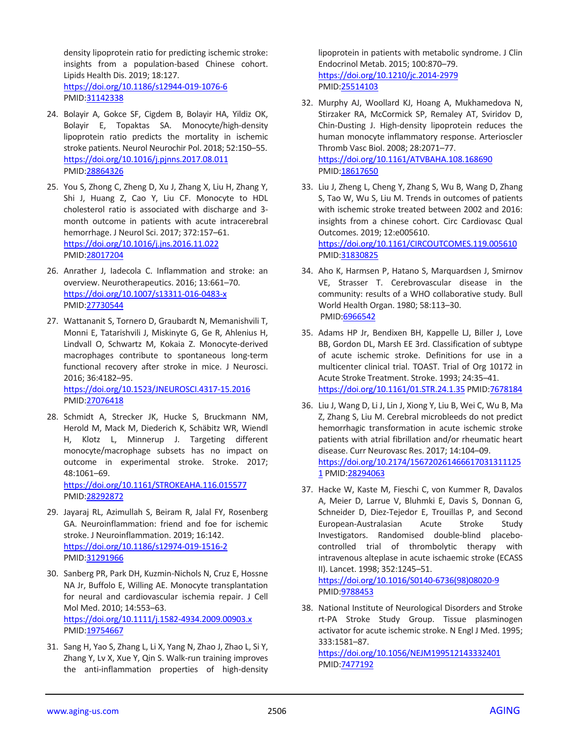density lipoprotein ratio for predicting ischemic stroke: insights from a population-based Chinese cohort. Lipids Health Dis. 2019; 18:127.
https://doi.org/10.1186/s12944-019-1076-6
PMID:31142338

24. Bolayir A, Gokce SF, Cigdem B, Bolayir HA, Yildiz OK, Bolayir E, Topaktas SA. Monocyte/high-density lipoprotein ratio predicts the mortality in ischemic stroke patients. Neurol Neurochir Pol. 2018; 52:150–55.
https://doi.org/10.1016/j.pjnns.2017.08.011
PMID:28864326

25. You S, Zhong C, Zheng D, Xu J, Zhang X, Liu H, Zhang Y, Shi J, Huang Z, Cao Y, Liu CF. Monocyte to HDL cholesterol ratio is associated with discharge and 3-month outcome in patients with acute intracerebral hemorrhage. J Neurol Sci. 2017; 372:157–61.
https://doi.org/10.1016/j.jns.2016.11.022
PMID:28017204

26. Anrather J, Iadecola C. Inflammation and stroke: an overview. Neurotherapeutics. 2016; 13:661–70.
https://doi.org/10.1007/s13311-016-0483-x
PMID:27730544

27. Wattananit S, Tornero D, Graubardt N, Memanishvili T, Monni E, Tatarishvili J, Miskinyte G, Ge R, Ahlenius H, Lindvall O, Schwartz M, Kokaia Z. Monocyte-derived macrophages contribute to spontaneous long-term functional recovery after stroke in mice. J Neurosci. 2016; 36:4182–95.
https://doi.org/10.1523/JNEUROSCI.4317-15.2016
PMID:27076418

28. Schmidt A, Strecker JK, Hucke S, Bruckmann NM, Herold M, Mack M, Diederich K, Schäbitz WR, Wiendl H, Klotz L, Minnerup J. Targeting different monocyte/macrophage subsets has no impact on outcome in experimental stroke. Stroke. 2017; 48:1061–69.
https://doi.org/10.1161/STROKEAHA.116.015577
PMID:28292872

29. Jayaraj RL, Azimullah S, Beiram R, Jalal FY, Rosenberg GA. Neuroinflammation: friend and foe for ischemic stroke. J Neuroinflammation. 2019; 16:142.
https://doi.org/10.1186/s12974-019-1516-2
PMID:31291966

30. Sanberg PR, Park DH, Kuzmin-Nichols N, Cruz E, Hossne NA Jr, Buffolo E, Willing AE. Monocyte transplantation for neural and cardiovascular ischemia repair. J Cell Mol Med. 2010; 14:553–63.
https://doi.org/10.1111/j.1582-4934.2009.00903.x
PMID:19754667

31. Sang H, Yao S, Zhang L, Li X, Yang N, Zhao J, Zhao L, Si Y, Zhang Y, Lv X, Xue Y, Qin S. Walk-run training improves the anti-inflammation properties of high-density lipoprotein in patients with metabolic syndrome. J Clin Endocrinol Metab. 2015; 100:870–79.
https://doi.org/10.1210/jc.2014-2979
PMID:25514103

32. Murphy AJ, Woollard KJ, Hoang A, Mukhamedova N, Stirzaker RA, McCormick SP, Remaley AT, Sviridov D, Chin-Dusting J. High-density lipoprotein reduces the human monocyte inflammatory response. Arterioscler Thromb Vasc Biol. 2008; 28:2071–77.
https://doi.org/10.1161/ATVBAHA.108.168690
PMID:18617650

33. Liu J, Zheng L, Cheng Y, Zhang S, Wu B, Wang D, Zhang S, Tao W, Wu S, Liu M. Trends in outcomes of patients with ischemic stroke treated between 2002 and 2016: insights from a chinese cohort. Circ Cardiovasc Qual Outcomes. 2019; 12:e005610.
https://doi.org/10.1161/CIRCOUTCOMES.119.005610
PMID:31830825

34. Aho K, Harmsen P, Hatano S, Marquardsen J, Smirnov VE, Strasser T. Cerebrovascular disease in the community: results of a WHO collaborative study. Bull World Health Organ. 1980; 58:113–30.
PMID:6966542

35. Adams HP Jr, Bendixen BH, Kappelle LJ, Biller J, Love BB, Gordon DL, Marsh EE 3rd. Classification of subtype of acute ischemic stroke. Definitions for use in a multicenter clinical trial. TOAST. Trial of Org 10172 in Acute Stroke Treatment. Stroke. 1993; 24:35–41.
https://doi.org/10.1161/01.STR.24.1.35 PMID:7678184

36. Liu J, Wang D, Li J, Lin J, Xiong Y, Liu B, Wei C, Wu B, Ma Z, Zhang S, Liu M. Cerebral microbleeds do not predict hemorrhagic transformation in acute ischemic stroke patients with atrial fibrillation and/or rheumatic heart disease. Curr Neurovasc Res. 2017; 14:104–09.
https://doi.org/10.2174/1567202614666170313111251 PMID:28294063

37. Hacke W, Kaste M, Fieschi C, von Kummer R, Davalos A, Meier D, Larrue V, Bluhmki E, Davis S, Donnan G, Schneider D, Diez-Tejedor E, Trouillas P, and Second European-Australasian Acute Stroke Study Investigators. Randomised double-blind placebo-controlled trial of thrombolytic therapy with intravenous alteplase in acute ischaemic stroke (ECASS II). Lancet. 1998; 352:1245–51.
https://doi.org/10.1016/S0140-6736(98)08020-9
PMID:9788453

38. National Institute of Neurological Disorders and Stroke rt-PA Stroke Study Group. Tissue plasminogen activator for acute ischemic stroke. N Engl J Med. 1995; 333:1581–87.
https://doi.org/10.1056/NEJM199512143332401
PMID:7477192